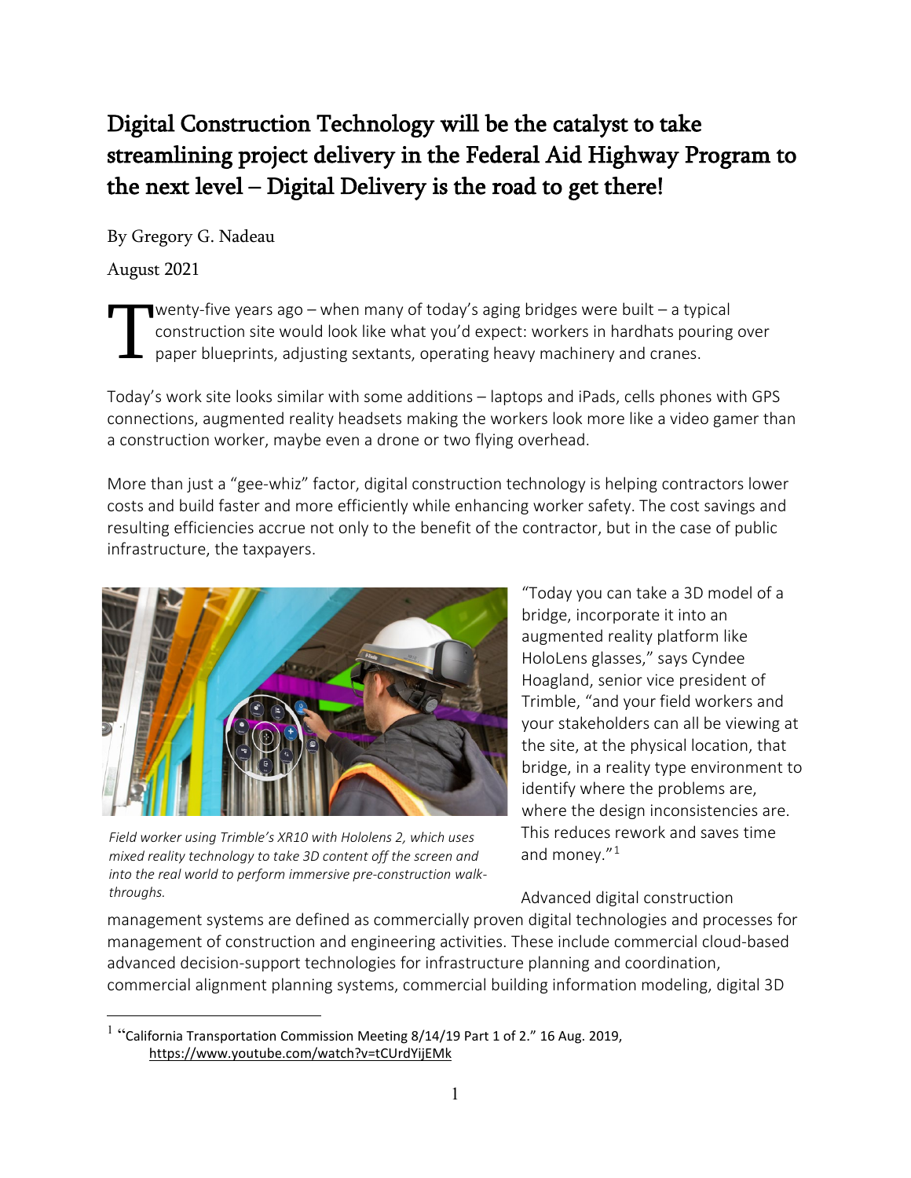# Digital Construction Technology will be the catalyst to take streamlining project delivery in the Federal Aid Highway Program to the next level – Digital Delivery is the road to get there!

By Gregory G. Nadeau

August 2021

Twenty-five years ago – when many of today's aging bridges were built – a typical construction site would look like what you'd expect: workers in hardhats pouring over paper blueprints, adjusting sextants, operating heavy machinery and cranes.

Today's work site looks similar with some additions – laptops and iPads, cells phones with GPS connections, augmented reality headsets making the workers look more like a video gamer than a construction worker, maybe even a drone or two flying overhead.

More than just a "gee-whiz" factor, digital construction technology is helping contractors lower costs and build faster and more efficiently while enhancing worker safety. The cost savings and resulting efficiencies accrue not only to the benefit of the contractor, but in the case of public infrastructure, the taxpayers.

*Field worker using Trimble's XR10 with Hololens 2, which uses mixed reality technology to take 3D content off the screen and into the real world to perform immersive pre-construction walk-throughs.*

"Today you can take a 3D model of a bridge, incorporate it into an augmented reality platform like HoloLens glasses," says Cyndee Hoagland, senior vice president of Trimble, "and your field workers and your stakeholders can all be viewing at the site, at the physical location, that bridge, in a reality type environment to identify where the problems are, where the design inconsistencies are. This reduces rework and saves time and money."[1]

Advanced digital construction management systems are defined as commercially proven digital technologies and processes for management of construction and engineering activities. These include commercial cloud-based advanced decision-support technologies for infrastructure planning and coordination, commercial alignment planning systems, commercial building information modeling, digital 3D

---

[1] "California Transportation Commission Meeting 8/14/19 Part 1 of 2." 16 Aug. 2019, https://www.youtube.com/watch?v=tCUrdYijEMk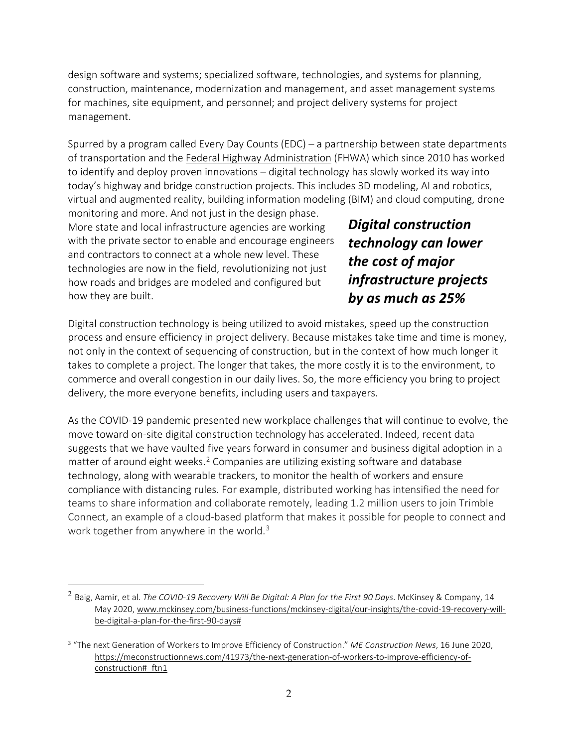design software and systems; specialized software, technologies, and systems for planning, construction, maintenance, modernization and management, and asset management systems for machines, site equipment, and personnel; and project delivery systems for project management.

Spurred by a program called Every Day Counts (EDC) – a partnership between state departments of transportation and the Federal Highway Administration (FHWA) which since 2010 has worked to identify and deploy proven innovations – digital technology has slowly worked its way into today's highway and bridge construction projects. This includes 3D modeling, AI and robotics, virtual and augmented reality, building information modeling (BIM) and cloud computing, drone monitoring and more. And not just in the design phase. More state and local infrastructure agencies are working with the private sector to enable and encourage engineers and contractors to connect at a whole new level. These technologies are now in the field, revolutionizing not just how roads and bridges are modeled and configured but how they are built.

***Digital construction technology can lower the cost of major infrastructure projects by as much as 25%***

Digital construction technology is being utilized to avoid mistakes, speed up the construction process and ensure efficiency in project delivery. Because mistakes take time and time is money, not only in the context of sequencing of construction, but in the context of how much longer it takes to complete a project. The longer that takes, the more costly it is to the environment, to commerce and overall congestion in our daily lives. So, the more efficiency you bring to project delivery, the more everyone benefits, including users and taxpayers.

As the COVID-19 pandemic presented new workplace challenges that will continue to evolve, the move toward on-site digital construction technology has accelerated. Indeed, recent data suggests that we have vaulted five years forward in consumer and business digital adoption in a matter of around eight weeks.[2] Companies are utilizing existing software and database technology, along with wearable trackers, to monitor the health of workers and ensure compliance with distancing rules. For example, distributed working has intensified the need for teams to share information and collaborate remotely, leading 1.2 million users to join Trimble Connect, an example of a cloud-based platform that makes it possible for people to connect and work together from anywhere in the world.[3]

---

[2] Baig, Aamir, et al. *The COVID-19 Recovery Will Be Digital: A Plan for the First 90 Days*. McKinsey & Company, 14 May 2020, www.mckinsey.com/business-functions/mckinsey-digital/our-insights/the-covid-19-recovery-will-be-digital-a-plan-for-the-first-90-days#

[3] "The next Generation of Workers to Improve Efficiency of Construction." *ME Construction News*, 16 June 2020, https://meconstructionnews.com/41973/the-next-generation-of-workers-to-improve-efficiency-of-construction#_ftn1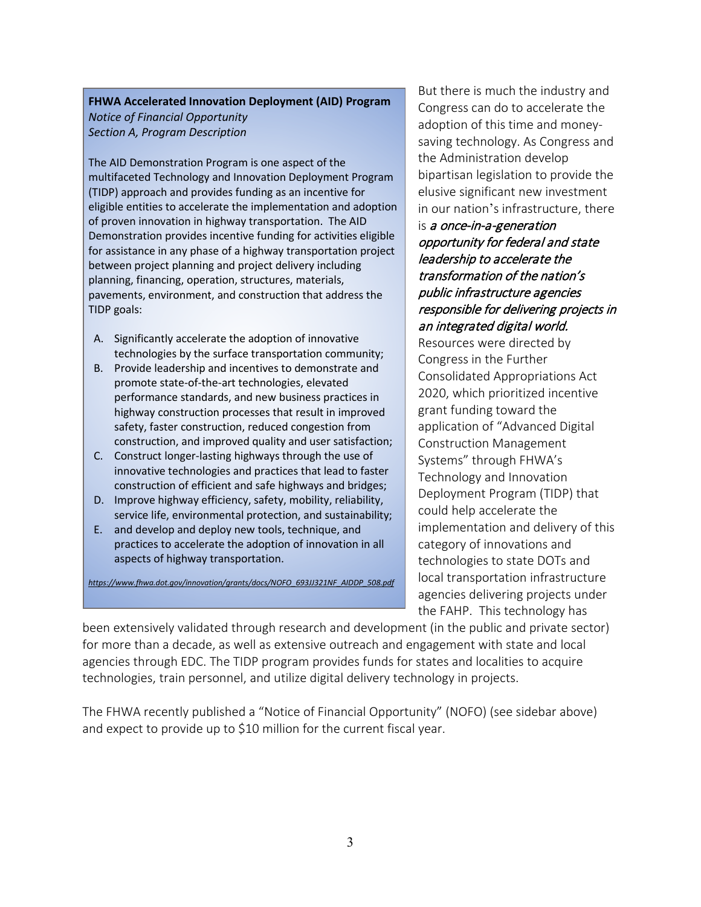**FHWA Accelerated Innovation Deployment (AID) Program**
*Notice of Financial Opportunity*
*Section A, Program Description*

The AID Demonstration Program is one aspect of the multifaceted Technology and Innovation Deployment Program (TIDP) approach and provides funding as an incentive for eligible entities to accelerate the implementation and adoption of proven innovation in highway transportation. The AID Demonstration provides incentive funding for activities eligible for assistance in any phase of a highway transportation project between project planning and project delivery including planning, financing, operation, structures, materials, pavements, environment, and construction that address the TIDP goals:

A. Significantly accelerate the adoption of innovative technologies by the surface transportation community;
B. Provide leadership and incentives to demonstrate and promote state-of-the-art technologies, elevated performance standards, and new business practices in highway construction processes that result in improved safety, faster construction, reduced congestion from construction, and improved quality and user satisfaction;
C. Construct longer-lasting highways through the use of innovative technologies and practices that lead to faster construction of efficient and safe highways and bridges;
D. Improve highway efficiency, safety, mobility, reliability, service life, environmental protection, and sustainability;
E. and develop and deploy new tools, technique, and practices to accelerate the adoption of innovation in all aspects of highway transportation.

*https://www.fhwa.dot.gov/innovation/grants/docs/NOFO_693JJ321NF_AIDDP_508.pdf*

But there is much the industry and Congress can do to accelerate the adoption of this time and money-saving technology. As Congress and the Administration develop bipartisan legislation to provide the elusive significant new investment in our nation's infrastructure, there is ***a once-in-a-generation opportunity for federal and state leadership to accelerate the transformation of the nation's public infrastructure agencies responsible for delivering projects in an integrated digital world.*** Resources were directed by Congress in the Further Consolidated Appropriations Act 2020, which prioritized incentive grant funding toward the application of "Advanced Digital Construction Management Systems" through FHWA's Technology and Innovation Deployment Program (TIDP) that could help accelerate the implementation and delivery of this category of innovations and technologies to state DOTs and local transportation infrastructure agencies delivering projects under the FAHP. This technology has been extensively validated through research and development (in the public and private sector) for more than a decade, as well as extensive outreach and engagement with state and local agencies through EDC. The TIDP program provides funds for states and localities to acquire technologies, train personnel, and utilize digital delivery technology in projects.

The FHWA recently published a "Notice of Financial Opportunity" (NOFO) (see sidebar above) and expect to provide up to $10 million for the current fiscal year.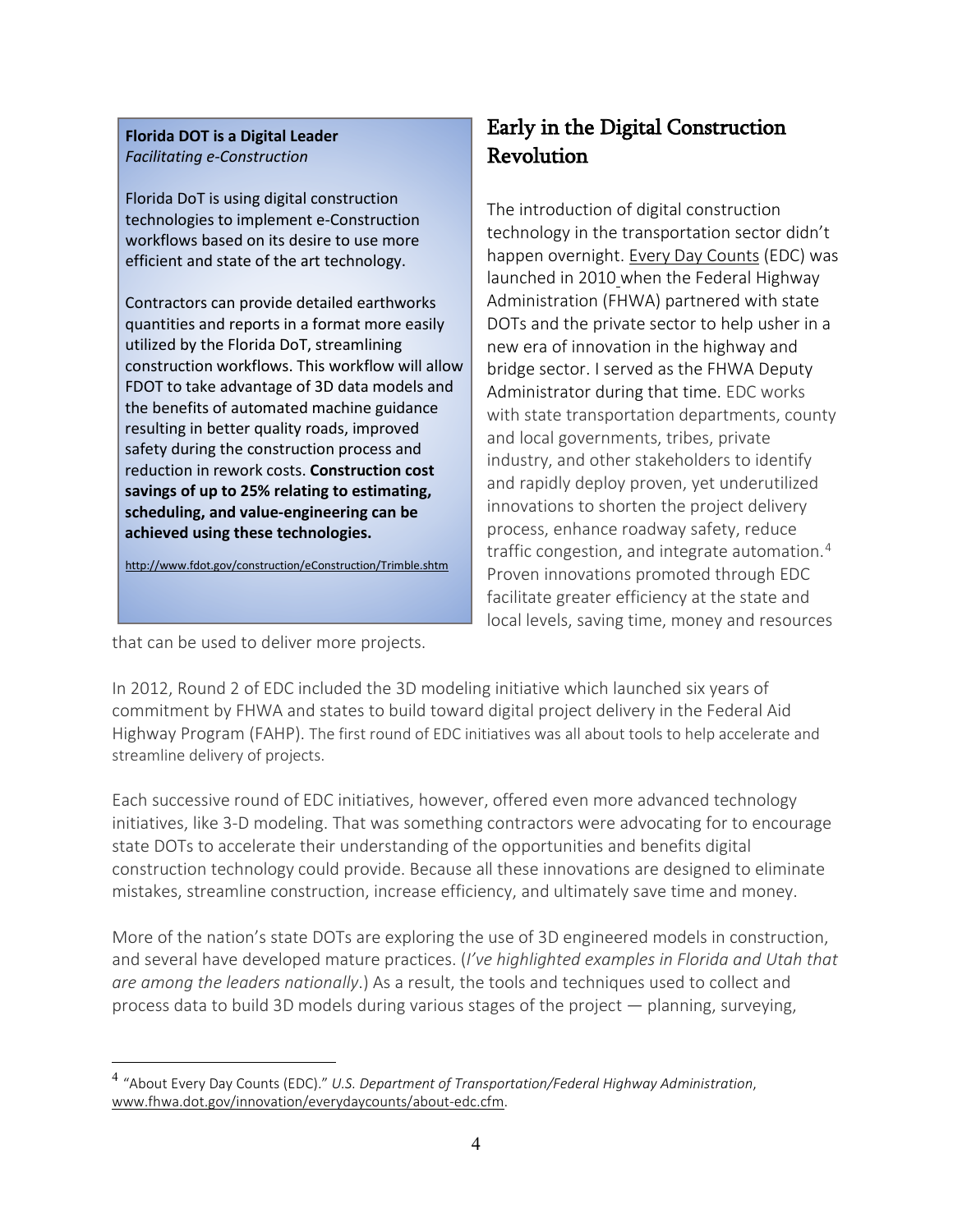**Florida DOT is a Digital Leader**
*Facilitating e-Construction*

Florida DoT is using digital construction technologies to implement e-Construction workflows based on its desire to use more efficient and state of the art technology.

Contractors can provide detailed earthworks quantities and reports in a format more easily utilized by the Florida DoT, streamlining construction workflows. This workflow will allow FDOT to take advantage of 3D data models and the benefits of automated machine guidance resulting in better quality roads, improved safety during the construction process and reduction in rework costs. **Construction cost savings of up to 25% relating to estimating, scheduling, and value-engineering can be achieved using these technologies.**

http://www.fdot.gov/construction/eConstruction/Trimble.shtm

## Early in the Digital Construction Revolution

The introduction of digital construction technology in the transportation sector didn't happen overnight. Every Day Counts (EDC) was launched in 2010 when the Federal Highway Administration (FHWA) partnered with state DOTs and the private sector to help usher in a new era of innovation in the highway and bridge sector. I served as the FHWA Deputy Administrator during that time. EDC works with state transportation departments, county and local governments, tribes, private industry, and other stakeholders to identify and rapidly deploy proven, yet underutilized innovations to shorten the project delivery process, enhance roadway safety, reduce traffic congestion, and integrate automation.[4] Proven innovations promoted through EDC facilitate greater efficiency at the state and local levels, saving time, money and resources that can be used to deliver more projects.

In 2012, Round 2 of EDC included the 3D modeling initiative which launched six years of commitment by FHWA and states to build toward digital project delivery in the Federal Aid Highway Program (FAHP). The first round of EDC initiatives was all about tools to help accelerate and streamline delivery of projects.

Each successive round of EDC initiatives, however, offered even more advanced technology initiatives, like 3-D modeling. That was something contractors were advocating for to encourage state DOTs to accelerate their understanding of the opportunities and benefits digital construction technology could provide. Because all these innovations are designed to eliminate mistakes, streamline construction, increase efficiency, and ultimately save time and money.

More of the nation's state DOTs are exploring the use of 3D engineered models in construction, and several have developed mature practices. (*I've highlighted examples in Florida and Utah that are among the leaders nationally*.) As a result, the tools and techniques used to collect and process data to build 3D models during various stages of the project — planning, surveying,

---

[4] "About Every Day Counts (EDC)." *U.S. Department of Transportation/Federal Highway Administration*, www.fhwa.dot.gov/innovation/everydaycounts/about-edc.cfm.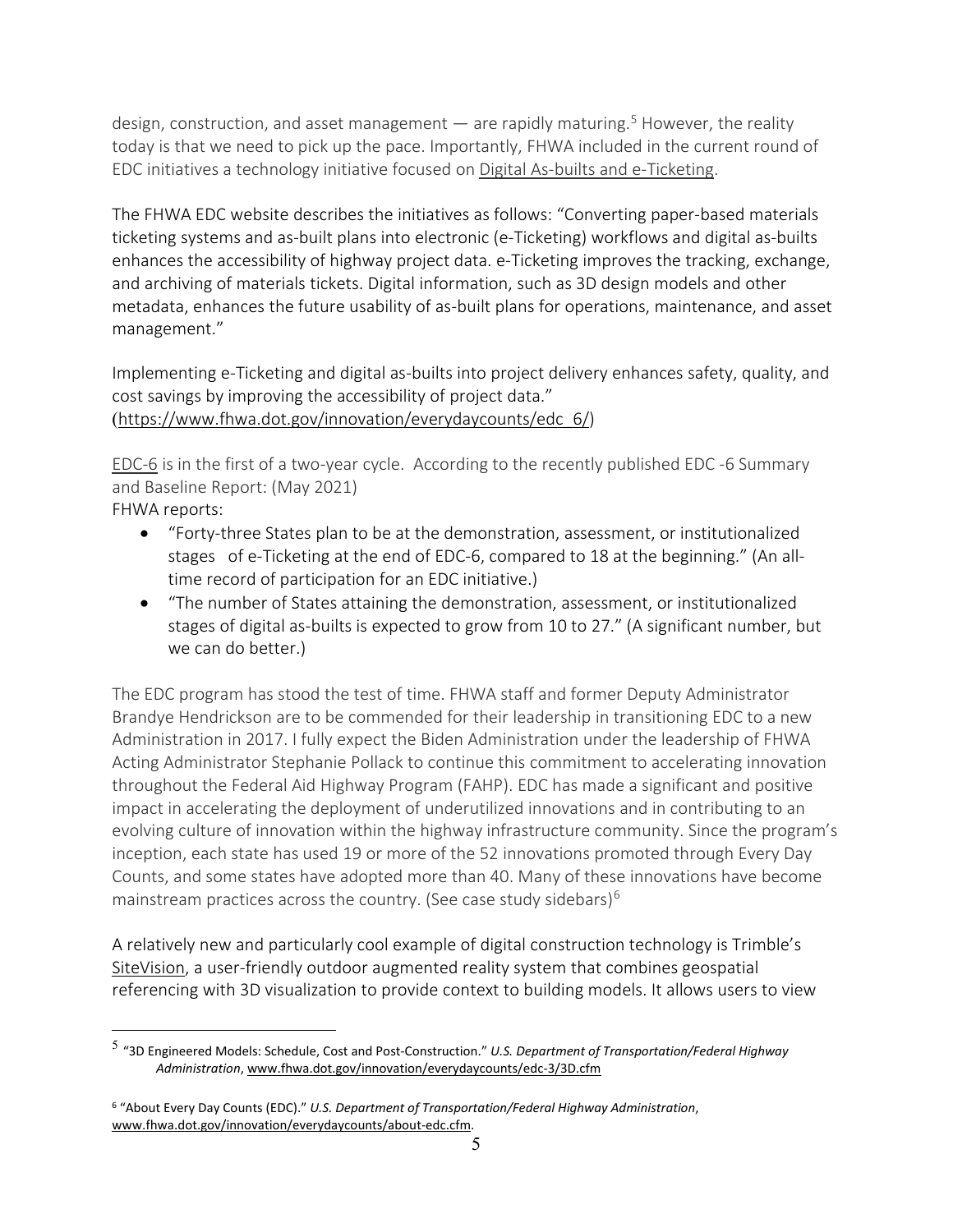design, construction, and asset management — are rapidly maturing.[5] However, the reality today is that we need to pick up the pace. Importantly, FHWA included in the current round of EDC initiatives a technology initiative focused on Digital As-builts and e-Ticketing.

The FHWA EDC website describes the initiatives as follows: "Converting paper-based materials ticketing systems and as-built plans into electronic (e-Ticketing) workflows and digital as-builts enhances the accessibility of highway project data. e-Ticketing improves the tracking, exchange, and archiving of materials tickets. Digital information, such as 3D design models and other metadata, enhances the future usability of as-built plans for operations, maintenance, and asset management."

Implementing e-Ticketing and digital as-builts into project delivery enhances safety, quality, and cost savings by improving the accessibility of project data."
(https://www.fhwa.dot.gov/innovation/everydaycounts/edc_6/)

EDC-6 is in the first of a two-year cycle. According to the recently published EDC -6 Summary and Baseline Report: (May 2021)
FHWA reports:

- "Forty-three States plan to be at the demonstration, assessment, or institutionalized stages of e-Ticketing at the end of EDC-6, compared to 18 at the beginning." (An all-time record of participation for an EDC initiative.)
- "The number of States attaining the demonstration, assessment, or institutionalized stages of digital as-builts is expected to grow from 10 to 27." (A significant number, but we can do better.)

The EDC program has stood the test of time. FHWA staff and former Deputy Administrator Brandye Hendrickson are to be commended for their leadership in transitioning EDC to a new Administration in 2017. I fully expect the Biden Administration under the leadership of FHWA Acting Administrator Stephanie Pollack to continue this commitment to accelerating innovation throughout the Federal Aid Highway Program (FAHP). EDC has made a significant and positive impact in accelerating the deployment of underutilized innovations and in contributing to an evolving culture of innovation within the highway infrastructure community. Since the program's inception, each state has used 19 or more of the 52 innovations promoted through Every Day Counts, and some states have adopted more than 40. Many of these innovations have become mainstream practices across the country. (See case study sidebars)[6]

A relatively new and particularly cool example of digital construction technology is Trimble's SiteVision, a user-friendly outdoor augmented reality system that combines geospatial referencing with 3D visualization to provide context to building models. It allows users to view

---

[5] "3D Engineered Models: Schedule, Cost and Post-Construction." *U.S. Department of Transportation/Federal Highway Administration*, www.fhwa.dot.gov/innovation/everydaycounts/edc-3/3D.cfm

[6] "About Every Day Counts (EDC)." *U.S. Department of Transportation/Federal Highway Administration*, www.fhwa.dot.gov/innovation/everydaycounts/about-edc.cfm.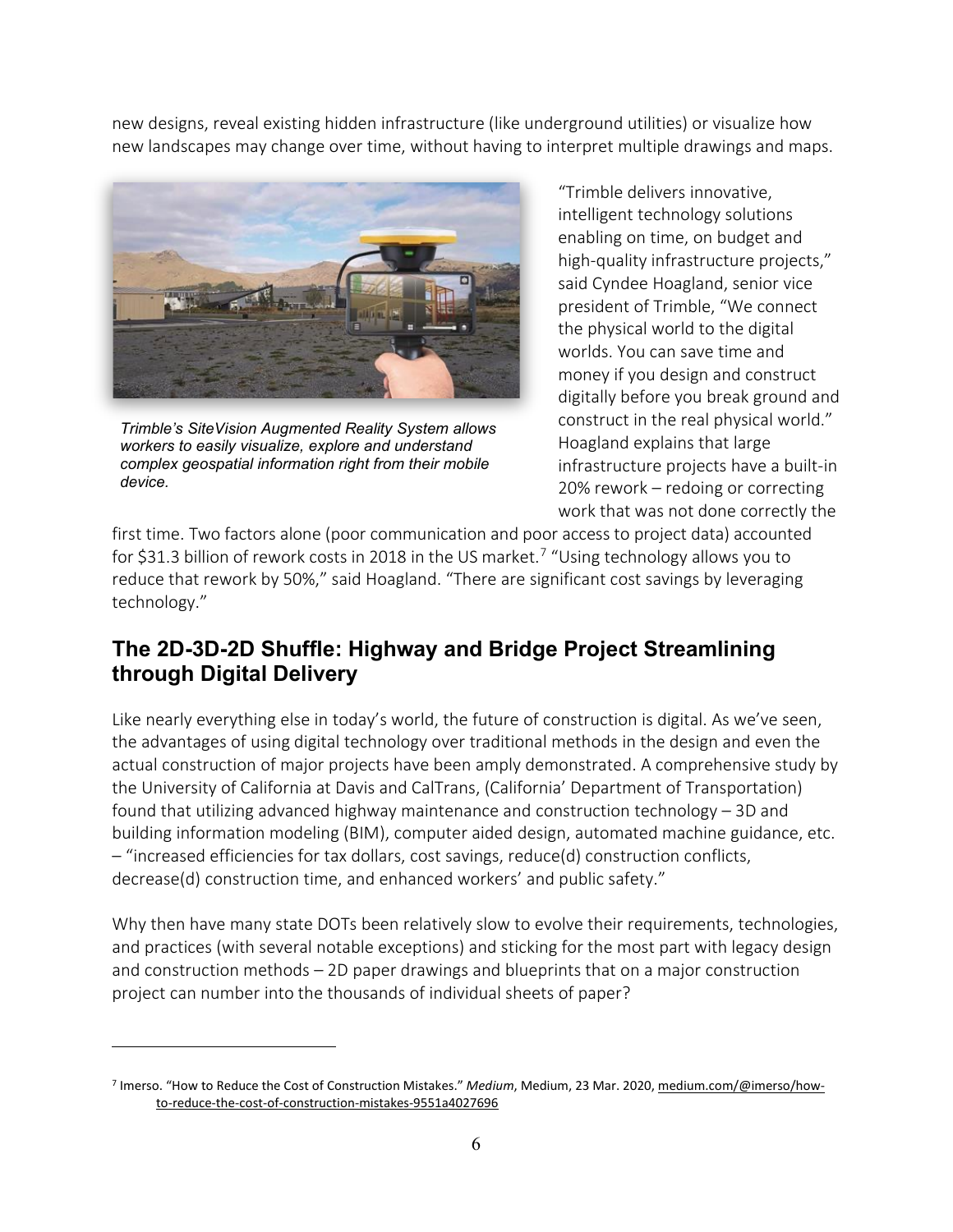new designs, reveal existing hidden infrastructure (like underground utilities) or visualize how new landscapes may change over time, without having to interpret multiple drawings and maps.

*Trimble's SiteVision Augmented Reality System allows workers to easily visualize, explore and understand complex geospatial information right from their mobile device.*

"Trimble delivers innovative, intelligent technology solutions enabling on time, on budget and high-quality infrastructure projects," said Cyndee Hoagland, senior vice president of Trimble, "We connect the physical world to the digital worlds. You can save time and money if you design and construct digitally before you break ground and construct in the real physical world." Hoagland explains that large infrastructure projects have a built-in 20% rework – redoing or correcting work that was not done correctly the first time. Two factors alone (poor communication and poor access to project data) accounted for \$31.3 billion of rework costs in 2018 in the US market.[7] "Using technology allows you to reduce that rework by 50%," said Hoagland. "There are significant cost savings by leveraging technology."

## The 2D-3D-2D Shuffle: Highway and Bridge Project Streamlining through Digital Delivery

Like nearly everything else in today's world, the future of construction is digital. As we've seen, the advantages of using digital technology over traditional methods in the design and even the actual construction of major projects have been amply demonstrated. A comprehensive study by the University of California at Davis and CalTrans, (California' Department of Transportation) found that utilizing advanced highway maintenance and construction technology – 3D and building information modeling (BIM), computer aided design, automated machine guidance, etc. – "increased efficiencies for tax dollars, cost savings, reduce(d) construction conflicts, decrease(d) construction time, and enhanced workers' and public safety."

Why then have many state DOTs been relatively slow to evolve their requirements, technologies, and practices (with several notable exceptions) and sticking for the most part with legacy design and construction methods – 2D paper drawings and blueprints that on a major construction project can number into the thousands of individual sheets of paper?

---

[7] Imerso. "How to Reduce the Cost of Construction Mistakes." *Medium*, Medium, 23 Mar. 2020, medium.com/@imerso/how-to-reduce-the-cost-of-construction-mistakes-9551a4027696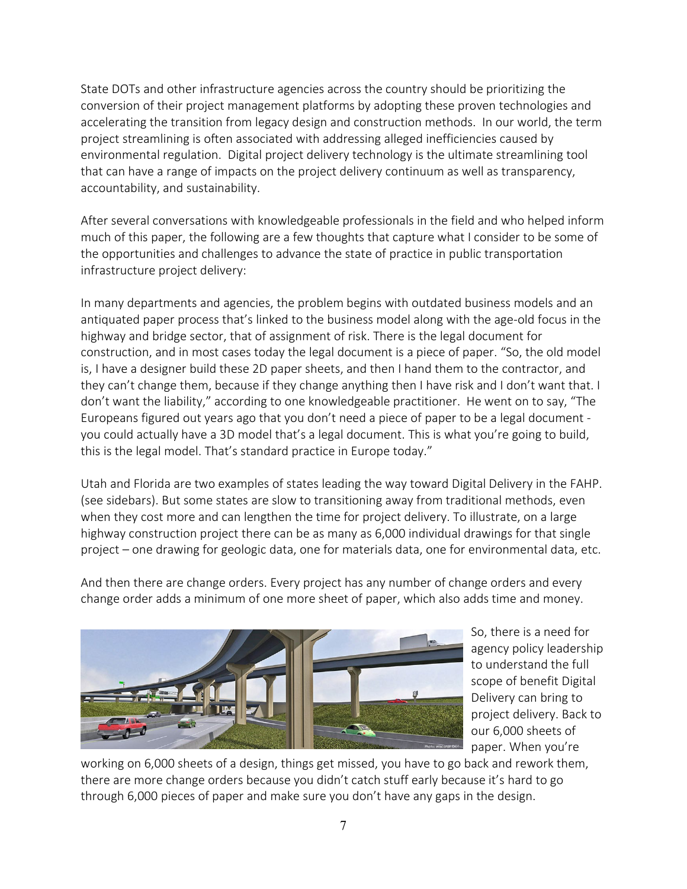State DOTs and other infrastructure agencies across the country should be prioritizing the conversion of their project management platforms by adopting these proven technologies and accelerating the transition from legacy design and construction methods. In our world, the term project streamlining is often associated with addressing alleged inefficiencies caused by environmental regulation. Digital project delivery technology is the ultimate streamlining tool that can have a range of impacts on the project delivery continuum as well as transparency, accountability, and sustainability.

After several conversations with knowledgeable professionals in the field and who helped inform much of this paper, the following are a few thoughts that capture what I consider to be some of the opportunities and challenges to advance the state of practice in public transportation infrastructure project delivery:

In many departments and agencies, the problem begins with outdated business models and an antiquated paper process that's linked to the business model along with the age-old focus in the highway and bridge sector, that of assignment of risk. There is the legal document for construction, and in most cases today the legal document is a piece of paper. "So, the old model is, I have a designer build these 2D paper sheets, and then I hand them to the contractor, and they can't change them, because if they change anything then I have risk and I don't want that. I don't want the liability," according to one knowledgeable practitioner. He went on to say, "The Europeans figured out years ago that you don't need a piece of paper to be a legal document - you could actually have a 3D model that's a legal document. This is what you're going to build, this is the legal model. That's standard practice in Europe today."

Utah and Florida are two examples of states leading the way toward Digital Delivery in the FAHP. (see sidebars). But some states are slow to transitioning away from traditional methods, even when they cost more and can lengthen the time for project delivery. To illustrate, on a large highway construction project there can be as many as 6,000 individual drawings for that single project – one drawing for geologic data, one for materials data, one for environmental data, etc.

And then there are change orders. Every project has any number of change orders and every change order adds a minimum of one more sheet of paper, which also adds time and money.

So, there is a need for agency policy leadership to understand the full scope of benefit Digital Delivery can bring to project delivery. Back to our 6,000 sheets of paper. When you're working on 6,000 sheets of a design, things get missed, you have to go back and rework them, there are more change orders because you didn't catch stuff early because it's hard to go through 6,000 pieces of paper and make sure you don't have any gaps in the design.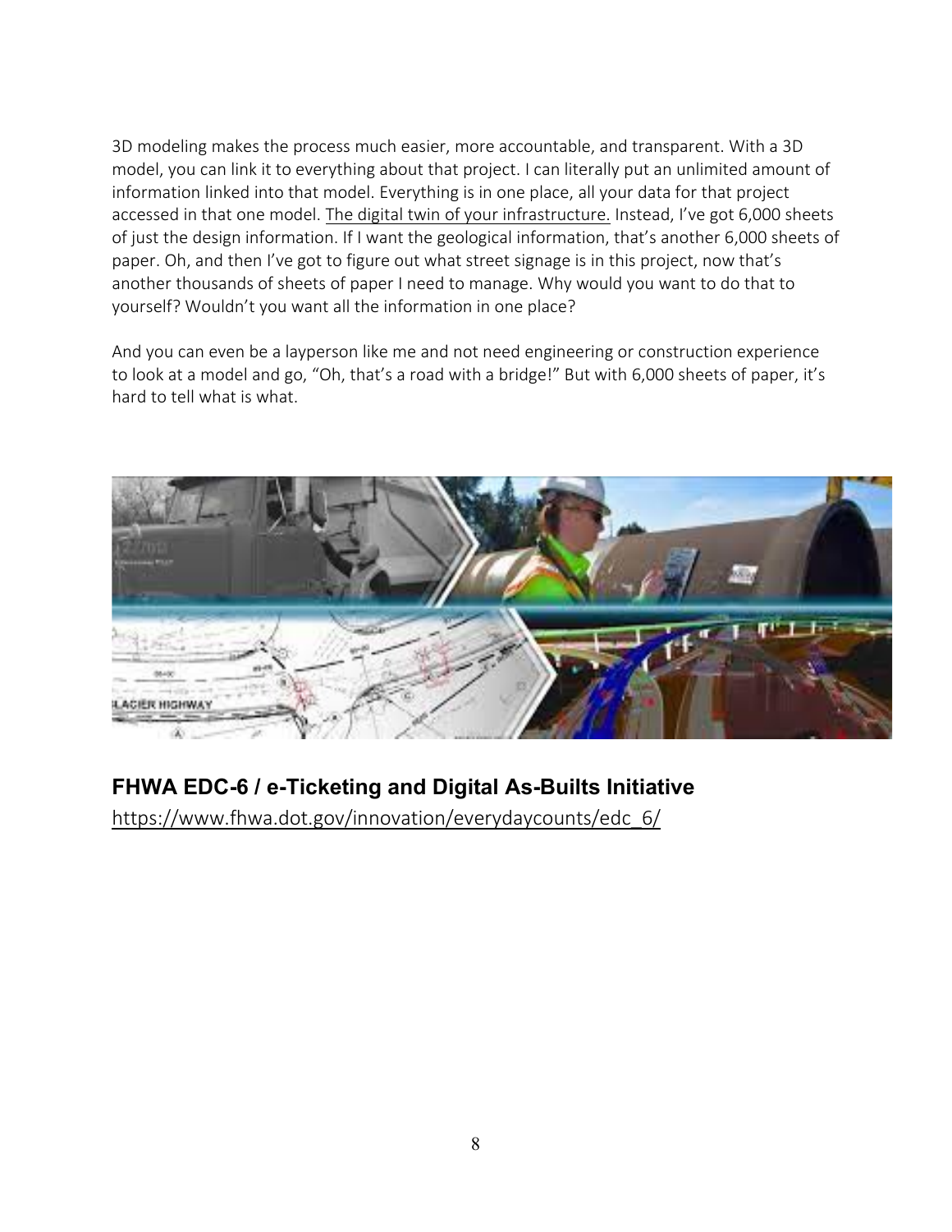3D modeling makes the process much easier, more accountable, and transparent. With a 3D model, you can link it to everything about that project. I can literally put an unlimited amount of information linked into that model. Everything is in one place, all your data for that project accessed in that one model. The digital twin of your infrastructure. Instead, I've got 6,000 sheets of just the design information. If I want the geological information, that's another 6,000 sheets of paper. Oh, and then I've got to figure out what street signage is in this project, now that's another thousands of sheets of paper I need to manage. Why would you want to do that to yourself? Wouldn't you want all the information in one place?

And you can even be a layperson like me and not need engineering or construction experience to look at a model and go, "Oh, that's a road with a bridge!" But with 6,000 sheets of paper, it's hard to tell what is what.

**FHWA EDC-6 / e-Ticketing and Digital As-Builts Initiative**

https://www.fhwa.dot.gov/innovation/everydaycounts/edc_6/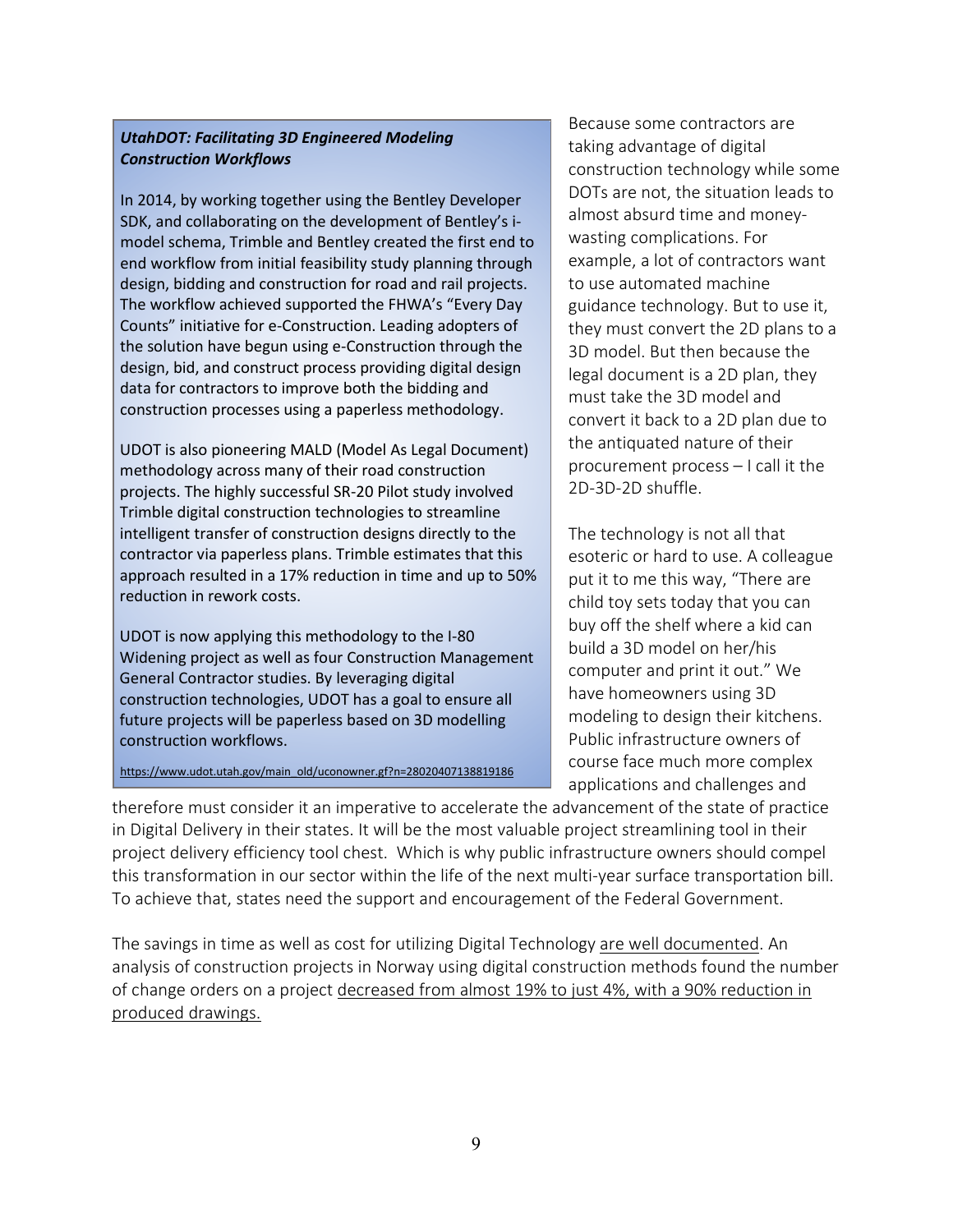***UtahDOT: Facilitating 3D Engineered Modeling Construction Workflows***

In 2014, by working together using the Bentley Developer SDK, and collaborating on the development of Bentley's i-model schema, Trimble and Bentley created the first end to end workflow from initial feasibility study planning through design, bidding and construction for road and rail projects. The workflow achieved supported the FHWA's "Every Day Counts" initiative for e-Construction. Leading adopters of the solution have begun using e-Construction through the design, bid, and construct process providing digital design data for contractors to improve both the bidding and construction processes using a paperless methodology.

UDOT is also pioneering MALD (Model As Legal Document) methodology across many of their road construction projects. The highly successful SR-20 Pilot study involved Trimble digital construction technologies to streamline intelligent transfer of construction designs directly to the contractor via paperless plans. Trimble estimates that this approach resulted in a 17% reduction in time and up to 50% reduction in rework costs.

UDOT is now applying this methodology to the I-80 Widening project as well as four Construction Management General Contractor studies. By leveraging digital construction technologies, UDOT has a goal to ensure all future projects will be paperless based on 3D modelling construction workflows.

https://www.udot.utah.gov/main_old/uconowner.gf?n=28020407138819186

Because some contractors are taking advantage of digital construction technology while some DOTs are not, the situation leads to almost absurd time and money-wasting complications. For example, a lot of contractors want to use automated machine guidance technology. But to use it, they must convert the 2D plans to a 3D model. But then because the legal document is a 2D plan, they must take the 3D model and convert it back to a 2D plan due to the antiquated nature of their procurement process – I call it the 2D-3D-2D shuffle.

The technology is not all that esoteric or hard to use. A colleague put it to me this way, "There are child toy sets today that you can buy off the shelf where a kid can build a 3D model on her/his computer and print it out." We have homeowners using 3D modeling to design their kitchens. Public infrastructure owners of course face much more complex applications and challenges and therefore must consider it an imperative to accelerate the advancement of the state of practice in Digital Delivery in their states. It will be the most valuable project streamlining tool in their project delivery efficiency tool chest. Which is why public infrastructure owners should compel this transformation in our sector within the life of the next multi-year surface transportation bill. To achieve that, states need the support and encouragement of the Federal Government.

The savings in time as well as cost for utilizing Digital Technology are well documented. An analysis of construction projects in Norway using digital construction methods found the number of change orders on a project decreased from almost 19% to just 4%, with a 90% reduction in produced drawings.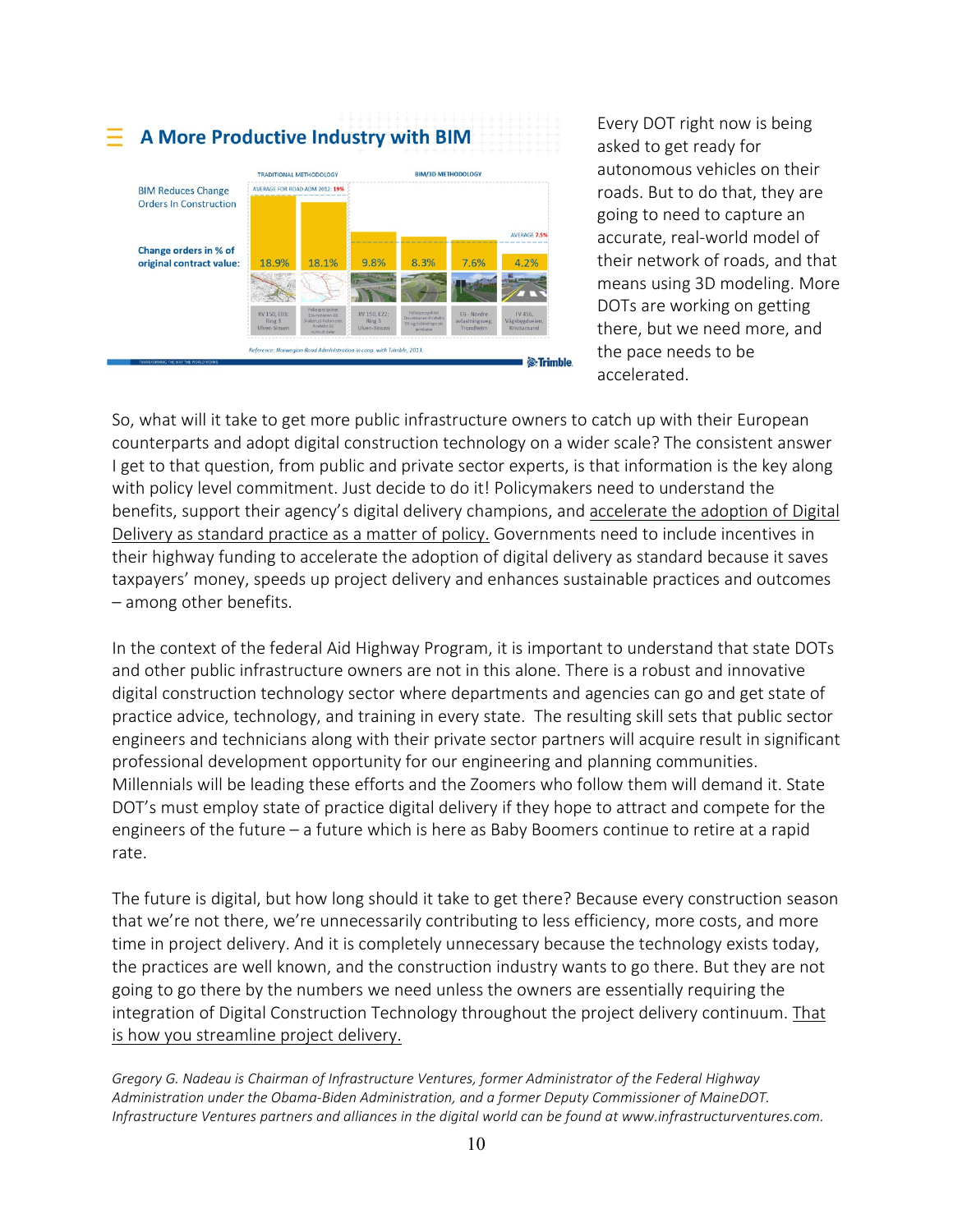## A More Productive Industry with BIM

BIM Reduces Change Orders In Construction

TRADITIONAL METHODOLOGY

BIM/3D METHODOLOGY

AVERAGE FOR ROAD ADM 2012: 19%

AVERAGE 7.5%

Change orders in % of original contract value:

18.9%

18.1%

9.8%

8.3%

7.6%

4.2%

RV 150, E03: Ring 3 Ulven-Sinsen

RV 150, E22: Ring 3 Ulven-Sinsen

E6 - Nordre avlastningsveg, Trondheim

FV 456, Vågsbygdveien, Kristiansand

Reference: Norwegian Road Administration in coop. with Trimble, 2013.

TRANSFORMING THE WAY THE WORLD WORKS

Trimble.

Every DOT right now is being asked to get ready for autonomous vehicles on their roads. But to do that, they are going to need to capture an accurate, real-world model of their network of roads, and that means using 3D modeling. More DOTs are working on getting there, but we need more, and the pace needs to be accelerated.

So, what will it take to get more public infrastructure owners to catch up with their European counterparts and adopt digital construction technology on a wider scale? The consistent answer I get to that question, from public and private sector experts, is that information is the key along with policy level commitment. Just decide to do it! Policymakers need to understand the benefits, support their agency's digital delivery champions, and accelerate the adoption of Digital Delivery as standard practice as a matter of policy. Governments need to include incentives in their highway funding to accelerate the adoption of digital delivery as standard because it saves taxpayers' money, speeds up project delivery and enhances sustainable practices and outcomes – among other benefits.

In the context of the federal Aid Highway Program, it is important to understand that state DOTs and other public infrastructure owners are not in this alone. There is a robust and innovative digital construction technology sector where departments and agencies can go and get state of practice advice, technology, and training in every state. The resulting skill sets that public sector engineers and technicians along with their private sector partners will acquire result in significant professional development opportunity for our engineering and planning communities. Millennials will be leading these efforts and the Zoomers who follow them will demand it. State DOT's must employ state of practice digital delivery if they hope to attract and compete for the engineers of the future – a future which is here as Baby Boomers continue to retire at a rapid rate.

The future is digital, but how long should it take to get there? Because every construction season that we're not there, we're unnecessarily contributing to less efficiency, more costs, and more time in project delivery. And it is completely unnecessary because the technology exists today, the practices are well known, and the construction industry wants to go there. But they are not going to go there by the numbers we need unless the owners are essentially requiring the integration of Digital Construction Technology throughout the project delivery continuum. That is how you streamline project delivery.

*Gregory G. Nadeau is Chairman of Infrastructure Ventures, former Administrator of the Federal Highway Administration under the Obama-Biden Administration, and a former Deputy Commissioner of MaineDOT. Infrastructure Ventures partners and alliances in the digital world can be found at www.infrastructurventures.com.*